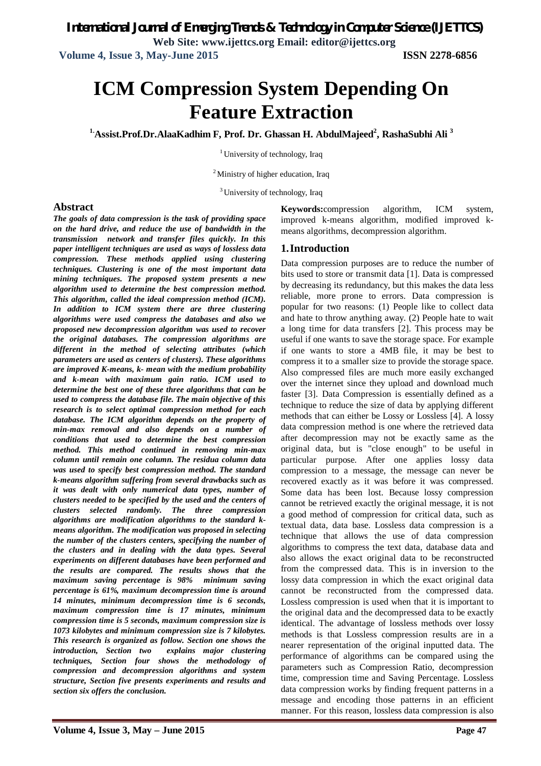# ICM Compression System Depending On Feature Extraction

**[1,]Assist.Prof.Dr.AlaaKadhim F, Prof. Dr. Ghassan H. AbdulMajeed[2], RashaSubhi Ali [3]**

[1] University of technology, Iraq

[2] Ministry of higher education, Iraq

[3] University of technology, Iraq

## Abstract

***The goals of data compression is the task of providing space on the hard drive, and reduce the use of bandwidth in the transmission network and transfer files quickly. In this paper intelligent techniques are used as ways of lossless data compression. These methods applied using clustering techniques. Clustering is one of the most important data mining techniques. The proposed system presents a new algorithm used to determine the best compression method. This algorithm, called the ideal compression method (ICM). In addition to ICM system there are three clustering algorithms were used compress the databases and also we proposed new decompression algorithm was used to recover the original databases. The compression algorithms are different in the method of selecting attributes (which parameters are used as centers of clusters). These algorithms are improved K-means, k- mean with the medium probability and k-mean with maximum gain ratio. ICM used to determine the best one of these three algorithms that can be used to compress the database file. The main objective of this research is to select optimal compression method for each database. The ICM algorithm depends on the property of min-max removal and also depends on a number of conditions that used to determine the best compression method. This method continued in removing min-max column until remain one column. The residua column data was used to specify best compression method. The standard k-means algorithm suffering from several drawbacks such as it was dealt with only numerical data types, number of clusters needed to be specified by the used and the centers of clusters selected randomly. The three compression algorithms are modification algorithms to the standard k-means algorithm. The modification was proposed in selecting the number of the clusters centers, specifying the number of the clusters and in dealing with the data types. Several experiments on different databases have been performed and the results are compared. The results shows that the maximum saving percentage is 98% minimum saving percentage is 61%, maximum decompression time is around 14 minutes, minimum decompression time is 6 seconds, maximum compression time is 17 minutes, minimum compression time is 5 seconds, maximum compression size is 1073 kilobytes and minimum compression size is 7 kilobytes. This research is organized as follow. Section one shows the introduction, Section two explains major clustering techniques, Section four shows the methodology of compression and decompression algorithms and system structure, Section five presents experiments and results and section six offers the conclusion.***

**Keywords:**compression algorithm, ICM system, improved k-means algorithm, modified improved k-means algorithms, decompression algorithm.

## 1.Introduction

Data compression purposes are to reduce the number of bits used to store or transmit data [1]. Data is compressed by decreasing its redundancy, but this makes the data less reliable, more prone to errors. Data compression is popular for two reasons: (1) People like to collect data and hate to throw anything away. (2) People hate to wait a long time for data transfers [2]. This process may be useful if one wants to save the storage space. For example if one wants to store a 4MB file, it may be best to compress it to a smaller size to provide the storage space. Also compressed files are much more easily exchanged over the internet since they upload and download much faster [3]. Data Compression is essentially defined as a technique to reduce the size of data by applying different methods that can either be Lossy or Lossless [4]. A lossy data compression method is one where the retrieved data after decompression may not be exactly same as the original data, but is "close enough" to be useful in particular purpose. After one applies lossy data compression to a message, the message can never be recovered exactly as it was before it was compressed. Some data has been lost. Because lossy compression cannot be retrieved exactly the original message, it is not a good method of compression for critical data, such as textual data, data base. Lossless data compression is a technique that allows the use of data compression algorithms to compress the text data, database data and also allows the exact original data to be reconstructed from the compressed data. This is in inversion to the lossy data compression in which the exact original data cannot be reconstructed from the compressed data. Lossless compression is used when that it is important to the original data and the decompressed data to be exactly identical. The advantage of lossless methods over lossy methods is that Lossless compression results are in a nearer representation of the original inputted data. The performance of algorithms can be compared using the parameters such as Compression Ratio, decompression time, compression time and Saving Percentage. Lossless data compression works by finding frequent patterns in a message and encoding those patterns in an efficient manner. For this reason, lossless data compression is also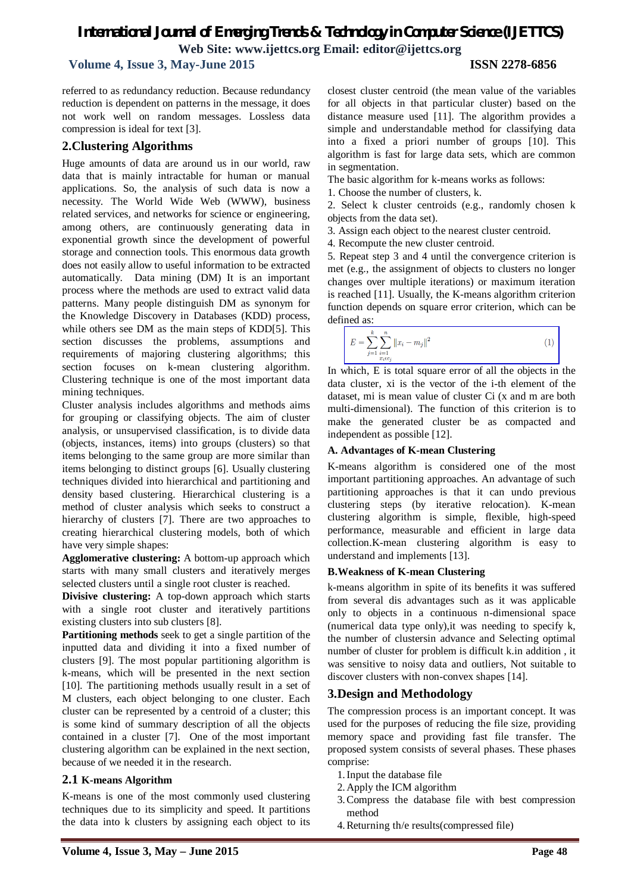referred to as redundancy reduction. Because redundancy reduction is dependent on patterns in the message, it does not work well on random messages. Lossless data compression is ideal for text [3].

## 2.Clustering Algorithms

Huge amounts of data are around us in our world, raw data that is mainly intractable for human or manual applications. So, the analysis of such data is now a necessity. The World Wide Web (WWW), business related services, and networks for science or engineering, among others, are continuously generating data in exponential growth since the development of powerful storage and connection tools. This enormous data growth does not easily allow to useful information to be extracted automatically. Data mining (DM) It is an important process where the methods are used to extract valid data patterns. Many people distinguish DM as synonym for the Knowledge Discovery in Databases (KDD) process, while others see DM as the main steps of KDD[5]. This section discusses the problems, assumptions and requirements of majoring clustering algorithms; this section focuses on k-mean clustering algorithm. Clustering technique is one of the most important data mining techniques.

Cluster analysis includes algorithms and methods aims for grouping or classifying objects. The aim of cluster analysis, or unsupervised classification, is to divide data (objects, instances, items) into groups (clusters) so that items belonging to the same group are more similar than items belonging to distinct groups [6]. Usually clustering techniques divided into hierarchical and partitioning and density based clustering. Hierarchical clustering is a method of cluster analysis which seeks to construct a hierarchy of clusters [7]. There are two approaches to creating hierarchical clustering models, both of which have very simple shapes:

**Agglomerative clustering:** A bottom-up approach which starts with many small clusters and iteratively merges selected clusters until a single root cluster is reached.

**Divisive clustering:** A top-down approach which starts with a single root cluster and iteratively partitions existing clusters into sub clusters [8].

**Partitioning methods** seek to get a single partition of the inputted data and dividing it into a fixed number of clusters [9]. The most popular partitioning algorithm is k-means, which will be presented in the next section [10]. The partitioning methods usually result in a set of M clusters, each object belonging to one cluster. Each cluster can be represented by a centroid of a cluster; this is some kind of summary description of all the objects contained in a cluster [7]. One of the most important clustering algorithm can be explained in the next section, because of we needed it in the research.

### 2.1 K-means Algorithm

K-means is one of the most commonly used clustering techniques due to its simplicity and speed. It partitions the data into k clusters by assigning each object to its closest cluster centroid (the mean value of the variables for all objects in that particular cluster) based on the distance measure used [11]. The algorithm provides a simple and understandable method for classifying data into a fixed a priori number of groups [10]. This algorithm is fast for large data sets, which are common in segmentation.

The basic algorithm for k-means works as follows:

1. Choose the number of clusters, k.
2. Select k cluster centroids (e.g., randomly chosen k objects from the data set).
3. Assign each object to the nearest cluster centroid.
4. Recompute the new cluster centroid.
5. Repeat step 3 and 4 until the convergence criterion is met (e.g., the assignment of objects to clusters no longer changes over multiple iterations) or maximum iteration is reached [11]. Usually, the K-means algorithm criterion function depends on square error criterion, which can be defined as:

$$E = \sum_{j=1}^{k} \sum_{\substack{i=1 \\ x_i \in c_j}}^{n} \|x_i - m_j\|^2 \quad (1)$$

In which, E is total square error of all the objects in the data cluster, xi is the vector of the i-th element of the dataset, mi is mean value of cluster Ci (x and m are both multi-dimensional). The function of this criterion is to make the generated cluster be as compacted and independent as possible [12].

#### A. Advantages of K-mean Clustering

K-means algorithm is considered one of the most important partitioning approaches. An advantage of such partitioning approaches is that it can undo previous clustering steps (by iterative relocation). K-mean clustering algorithm is simple, flexible, high-speed performance, measurable and efficient in large data collection.K-mean clustering algorithm is easy to understand and implements [13].

#### B.Weakness of K-mean Clustering

k-means algorithm in spite of its benefits it was suffered from several dis advantages such as it was applicable only to objects in a continuous n-dimensional space (numerical data type only),it was needing to specify k, the number of clustersin advance and Selecting optimal number of cluster for problem is difficult k.in addition , it was sensitive to noisy data and outliers, Not suitable to discover clusters with non-convex shapes [14].

## 3.Design and Methodology

The compression process is an important concept. It was used for the purposes of reducing the file size, providing memory space and providing fast file transfer. The proposed system consists of several phases. These phases comprise:

1. Input the database file
2. Apply the ICM algorithm
3. Compress the database file with best compression method
4. Returning th/e results(compressed file)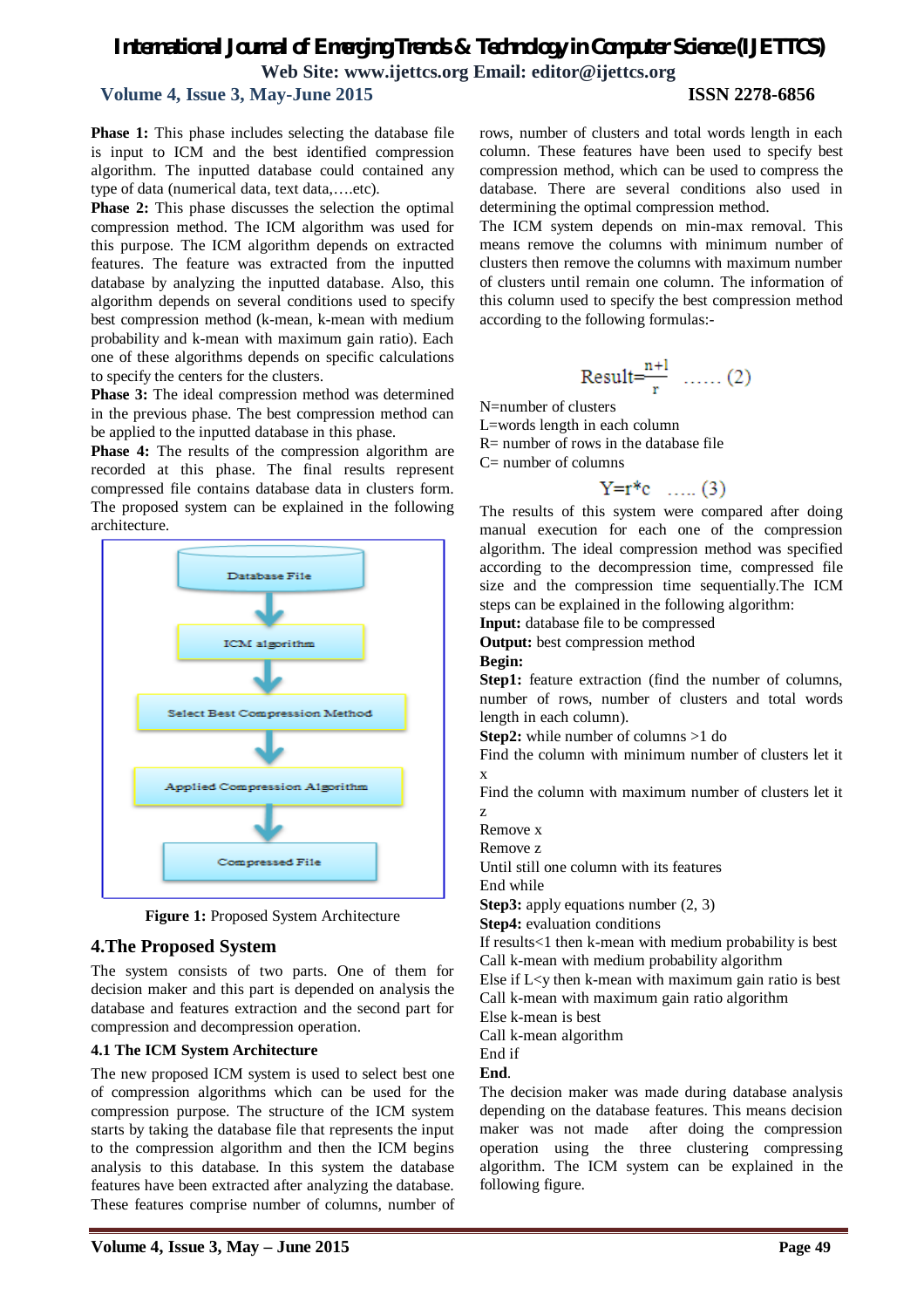**Phase 1:** This phase includes selecting the database file is input to ICM and the best identified compression algorithm. The inputted database could contained any type of data (numerical data, text data,….etc).

**Phase 2:** This phase discusses the selection the optimal compression method. The ICM algorithm was used for this purpose. The ICM algorithm depends on extracted features. The feature was extracted from the inputted database by analyzing the inputted database. Also, this algorithm depends on several conditions used to specify best compression method (k-mean, k-mean with medium probability and k-mean with maximum gain ratio). Each one of these algorithms depends on specific calculations to specify the centers for the clusters.

**Phase 3:** The ideal compression method was determined in the previous phase. The best compression method can be applied to the inputted database in this phase.

**Phase 4:** The results of the compression algorithm are recorded at this phase. The final results represent compressed file contains database data in clusters form. The proposed system can be explained in the following architecture.

Database File → ICM algorithm → Select Best Compression Method → Applied Compression Algorithm → Compressed File

**Figure 1:** Proposed System Architecture

## 4.The Proposed System

The system consists of two parts. One of them for decision maker and this part is depended on analysis the database and features extraction and the second part for compression and decompression operation.

### 4.1 The ICM System Architecture

The new proposed ICM system is used to select best one of compression algorithms which can be used for the compression purpose. The structure of the ICM system starts by taking the database file that represents the input to the compression algorithm and then the ICM begins analysis to this database. In this system the database features have been extracted after analyzing the database. These features comprise number of columns, number of rows, number of clusters and total words length in each column. These features have been used to specify best compression method, which can be used to compress the database. There are several conditions also used in determining the optimal compression method.

The ICM system depends on min-max removal. This means remove the columns with minimum number of clusters then remove the columns with maximum number of clusters until remain one column. The information of this column used to specify the best compression method according to the following formulas:-

$$\text{Result}=\frac{n+l}{r} \quad \ldots\ldots (2)$$

N=number of clusters

L=words length in each column

R= number of rows in the database file

C= number of columns

$$Y=r*c \quad \ldots.. (3)$$

The results of this system were compared after doing manual execution for each one of the compression algorithm. The ideal compression method was specified according to the decompression time, compressed file size and the compression time sequentially.The ICM steps can be explained in the following algorithm:

**Input:** database file to be compressed

**Output:** best compression method

**Begin:**

**Step1:** feature extraction (find the number of columns, number of rows, number of clusters and total words length in each column).

**Step2:** while number of columns >1 do

Find the column with minimum number of clusters let it x

Find the column with maximum number of clusters let it z

Remove x

Remove z

Until still one column with its features

End while

**Step3:** apply equations number (2, 3)

**Step4:** evaluation conditions

If results<1 then k-mean with medium probability is best

Call k-mean with medium probability algorithm

Else if L<y then k-mean with maximum gain ratio is best

Call k-mean with maximum gain ratio algorithm

Else k-mean is best

Call k-mean algorithm

End if

**End**.

The decision maker was made during database analysis depending on the database features. This means decision maker was not made after doing the compression operation using the three clustering compressing algorithm. The ICM system can be explained in the following figure.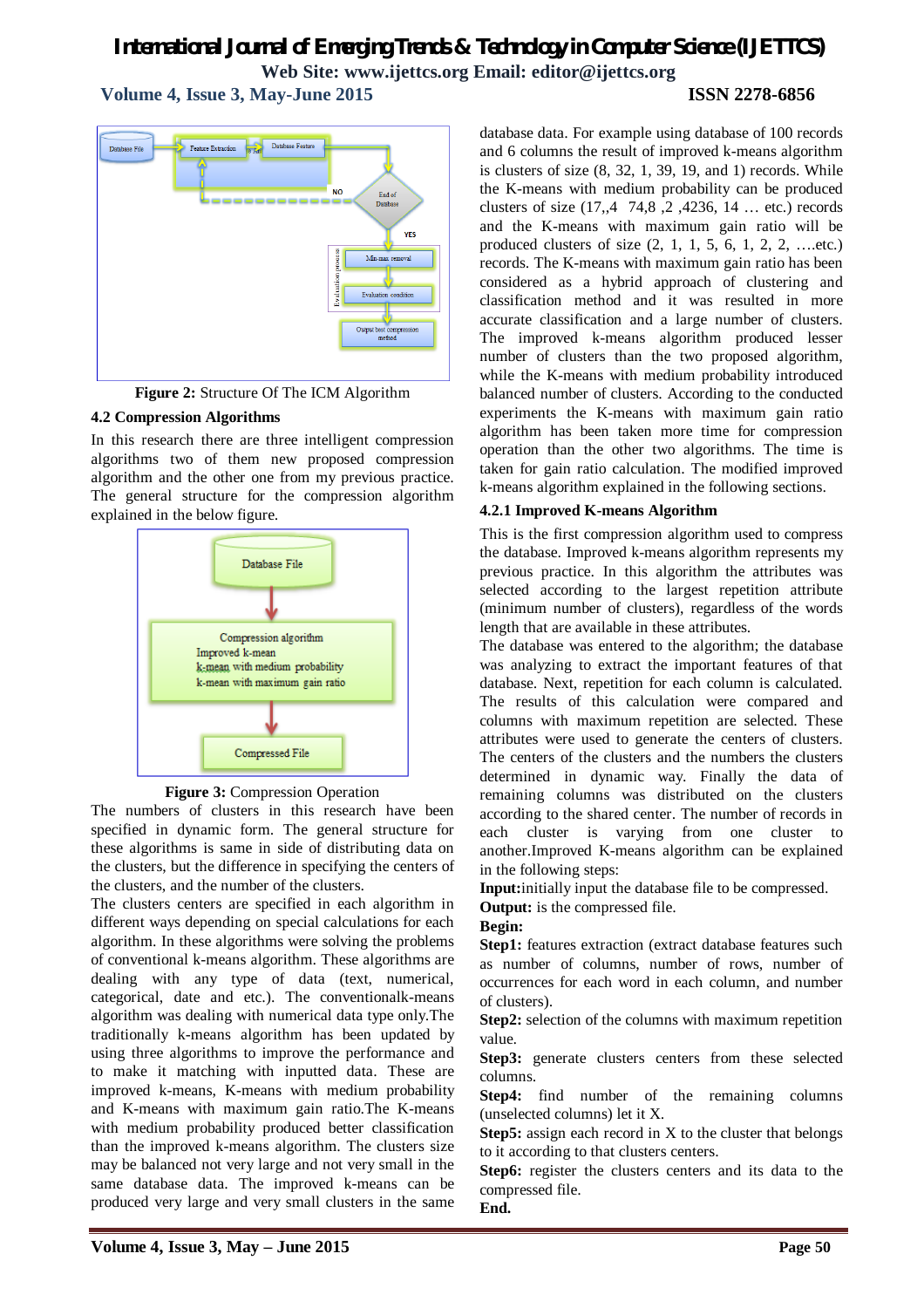**Figure 2:** Structure Of The ICM Algorithm

### 4.2 Compression Algorithms

In this research there are three intelligent compression algorithms two of them new proposed compression algorithm and the other one from my previous practice. The general structure for the compression algorithm explained in the below figure.

**Figure 3:** Compression Operation

The numbers of clusters in this research have been specified in dynamic form. The general structure for these algorithms is same in side of distributing data on the clusters, but the difference in specifying the centers of the clusters, and the number of the clusters.

The clusters centers are specified in each algorithm in different ways depending on special calculations for each algorithm. In these algorithms were solving the problems of conventional k-means algorithm. These algorithms are dealing with any type of data (text, numerical, categorical, date and etc.). The conventionalk-means algorithm was dealing with numerical data type only.The traditionally k-means algorithm has been updated by using three algorithms to improve the performance and to make it matching with inputted data. These are improved k-means, K-means with medium probability and K-means with maximum gain ratio.The K-means with medium probability produced better classification than the improved k-means algorithm. The clusters size may be balanced not very large and not very small in the same database data. The improved k-means can be produced very large and very small clusters in the same database data. For example using database of 100 records and 6 columns the result of improved k-means algorithm is clusters of size (8, 32, 1, 39, 19, and 1) records. While the K-means with medium probability can be produced clusters of size (17,,4 74,8 ,2 ,4236, 14 … etc.) records and the K-means with maximum gain ratio will be produced clusters of size (2, 1, 1, 5, 6, 1, 2, 2, ….etc.) records. The K-means with maximum gain ratio has been considered as a hybrid approach of clustering and classification method and it was resulted in more accurate classification and a large number of clusters. The improved k-means algorithm produced lesser number of clusters than the two proposed algorithm, while the K-means with medium probability introduced balanced number of clusters. According to the conducted experiments the K-means with maximum gain ratio algorithm has been taken more time for compression operation than the other two algorithms. The time is taken for gain ratio calculation. The modified improved k-means algorithm explained in the following sections.

### 4.2.1 Improved K-means Algorithm

This is the first compression algorithm used to compress the database. Improved k-means algorithm represents my previous practice. In this algorithm the attributes was selected according to the largest repetition attribute (minimum number of clusters), regardless of the words length that are available in these attributes.

The database was entered to the algorithm; the database was analyzing to extract the important features of that database. Next, repetition for each column is calculated. The results of this calculation were compared and columns with maximum repetition are selected. These attributes were used to generate the centers of clusters. The centers of the clusters and the numbers the clusters determined in dynamic way. Finally the data of remaining columns was distributed on the clusters according to the shared center. The number of records in each cluster is varying from one cluster to another.Improved K-means algorithm can be explained in the following steps:

**Input:**initially input the database file to be compressed.

**Output:** is the compressed file.

**Begin:**

**Step1:** features extraction (extract database features such as number of columns, number of rows, number of occurrences for each word in each column, and number of clusters).

**Step2:** selection of the columns with maximum repetition value.

**Step3:** generate clusters centers from these selected columns.

**Step4:** find number of the remaining columns (unselected columns) let it X.

**Step5:** assign each record in X to the cluster that belongs to it according to that clusters centers.

**Step6:** register the clusters centers and its data to the compressed file.

**End.**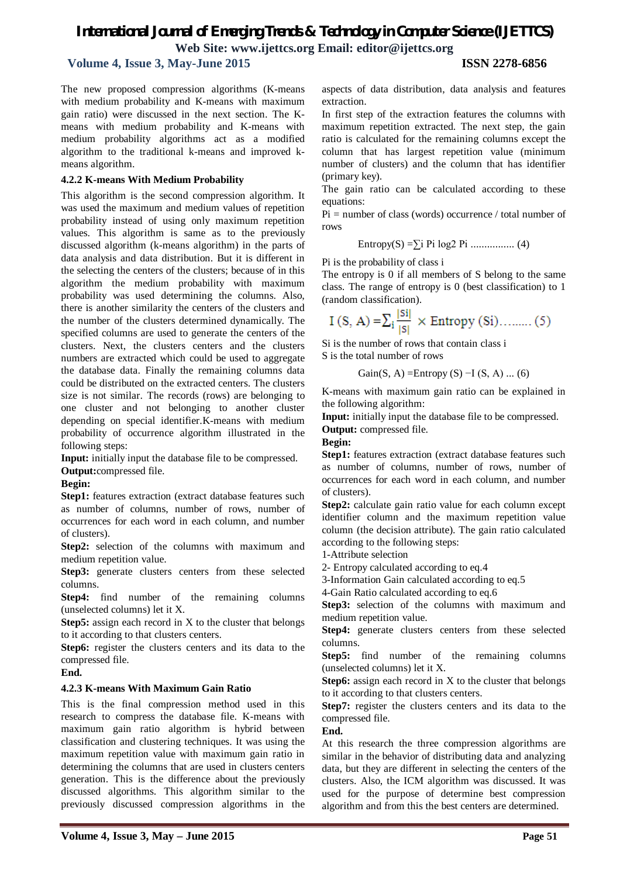The new proposed compression algorithms (K-means with medium probability and K-means with maximum gain ratio) were discussed in the next section. The K-means with medium probability and K-means with medium probability algorithms act as a modified algorithm to the traditional k-means and improved k-means algorithm.

### 4.2.2 K-means With Medium Probability

This algorithm is the second compression algorithm. It was used the maximum and medium values of repetition probability instead of using only maximum repetition values. This algorithm is same as to the previously discussed algorithm (k-means algorithm) in the parts of data analysis and data distribution. But it is different in the selecting the centers of the clusters; because of in this algorithm the medium probability with maximum probability was used determining the columns. Also, there is another similarity the centers of the clusters and the number of the clusters determined dynamically. The specified columns are used to generate the centers of the clusters. Next, the clusters centers and the clusters numbers are extracted which could be used to aggregate the database data. Finally the remaining columns data could be distributed on the extracted centers. The clusters size is not similar. The records (rows) are belonging to one cluster and not belonging to another cluster depending on special identifier.K-means with medium probability of occurrence algorithm illustrated in the following steps:

**Input:** initially input the database file to be compressed.

**Output:**compressed file.

**Begin:**

**Step1:** features extraction (extract database features such as number of columns, number of rows, number of occurrences for each word in each column, and number of clusters).

**Step2:** selection of the columns with maximum and medium repetition value.

**Step3:** generate clusters centers from these selected columns.

**Step4:** find number of the remaining columns (unselected columns) let it X.

**Step5:** assign each record in X to the cluster that belongs to it according to that clusters centers.

**Step6:** register the clusters centers and its data to the compressed file.

**End.**

### 4.2.3 K-means With Maximum Gain Ratio

This is the final compression method used in this research to compress the database file. K-means with maximum gain ratio algorithm is hybrid between classification and clustering techniques. It was using the maximum repetition value with maximum gain ratio in determining the columns that are used in clusters centers generation. This is the difference about the previously discussed algorithms. This algorithm similar to the previously discussed compression algorithms in the aspects of data distribution, data analysis and features extraction.

In first step of the extraction features the columns with maximum repetition extracted. The next step, the gain ratio is calculated for the remaining columns except the column that has largest repetition value (minimum number of clusters) and the column that has identifier (primary key).

The gain ratio can be calculated according to these equations:

Pi = number of class (words) occurrence / total number of rows

$$\text{Entropy}(S) = \sum_i P_i \log_2 P_i \text{ ................ (4)}$$

Pi is the probability of class i

The entropy is 0 if all members of S belong to the same class. The range of entropy is 0 (best classification) to 1 (random classification).

$$I(S, A) = \sum_i \frac{|S_i|}{|S|} \times \text{Entropy}(S_i) \text{......... (5)}$$

Si is the number of rows that contain class i

S is the total number of rows

$$\text{Gain}(S, A) = \text{Entropy}(S) - I(S, A) \text{ ... (6)}$$

K-means with maximum gain ratio can be explained in the following algorithm:

**Input:** initially input the database file to be compressed.

**Output:** compressed file.

**Begin:**

**Step1:** features extraction (extract database features such as number of columns, number of rows, number of occurrences for each word in each column, and number of clusters).

**Step2:** calculate gain ratio value for each column except identifier column and the maximum repetition value column (the decision attribute). The gain ratio calculated according to the following steps:

1-Attribute selection

2- Entropy calculated according to eq.4

3-Information Gain calculated according to eq.5

4-Gain Ratio calculated according to eq.6

**Step3:** selection of the columns with maximum and medium repetition value.

**Step4:** generate clusters centers from these selected columns.

**Step5:** find number of the remaining columns (unselected columns) let it X.

**Step6:** assign each record in X to the cluster that belongs to it according to that clusters centers.

**Step7:** register the clusters centers and its data to the compressed file.

**End.**

At this research the three compression algorithms are similar in the behavior of distributing data and analyzing data, but they are different in selecting the centers of the clusters. Also, the ICM algorithm was discussed. It was used for the purpose of determine best compression algorithm and from this the best centers are determined.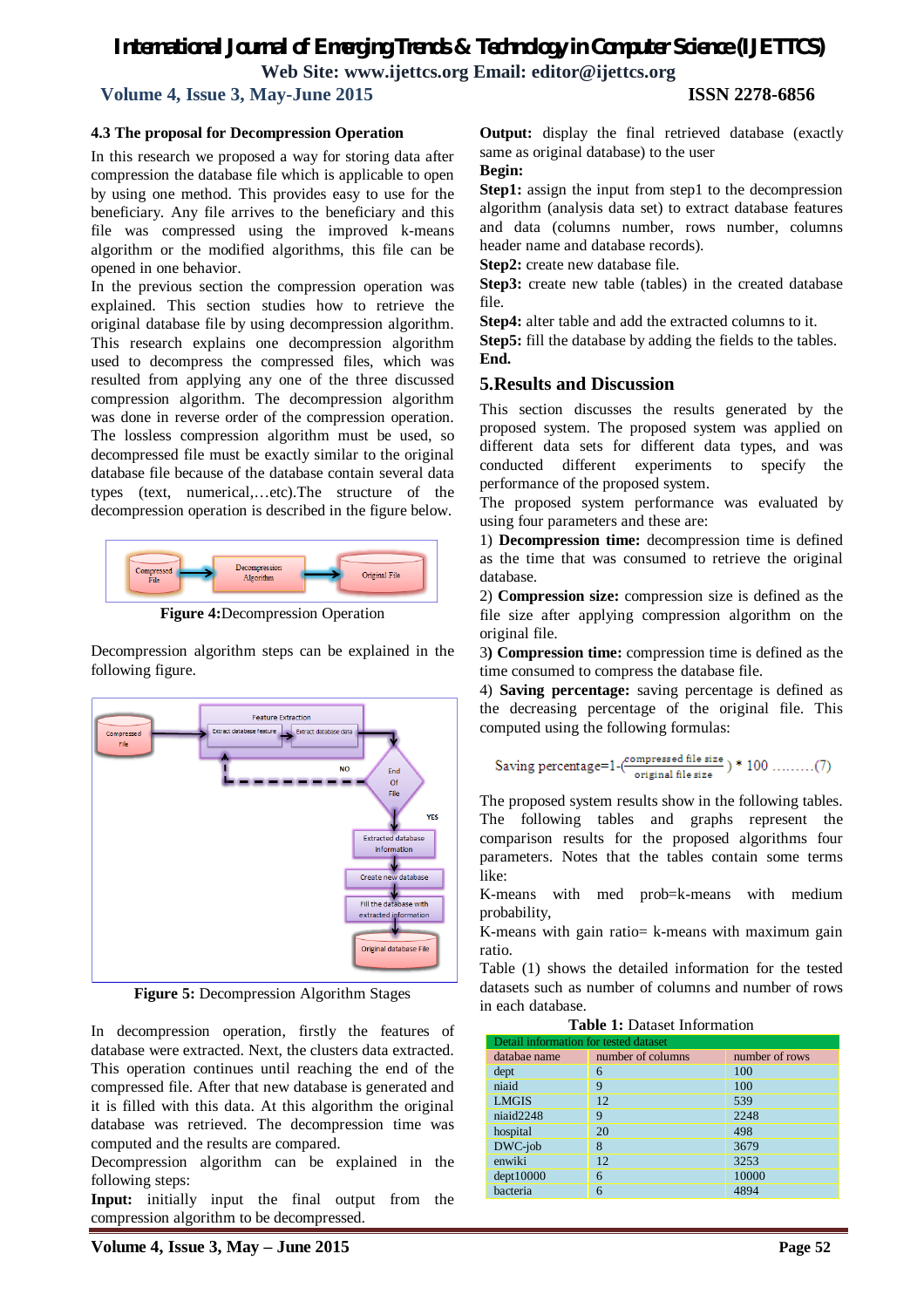### 4.3 The proposal for Decompression Operation

In this research we proposed a way for storing data after compression the database file which is applicable to open by using one method. This provides easy to use for the beneficiary. Any file arrives to the beneficiary and this file was compressed using the improved k-means algorithm or the modified algorithms, this file can be opened in one behavior.

In the previous section the compression operation was explained. This section studies how to retrieve the original database file by using decompression algorithm. This research explains one decompression algorithm used to decompress the compressed files, which was resulted from applying any one of the three discussed compression algorithm. The decompression algorithm was done in reverse order of the compression operation. The lossless compression algorithm must be used, so decompressed file must be exactly similar to the original database file because of the database contain several data types (text, numerical,…etc).The structure of the decompression operation is described in the figure below.

**Figure 4:**Decompression Operation

Decompression algorithm steps can be explained in the following figure.

**Figure 5:** Decompression Algorithm Stages

In decompression operation, firstly the features of database were extracted. Next, the clusters data extracted. This operation continues until reaching the end of the compressed file. After that new database is generated and it is filled with this data. At this algorithm the original database was retrieved. The decompression time was computed and the results are compared.

Decompression algorithm can be explained in the following steps:

**Input:** initially input the final output from the compression algorithm to be decompressed.

**Output:** display the final retrieved database (exactly same as original database) to the user

**Begin:**

**Step1:** assign the input from step1 to the decompression algorithm (analysis data set) to extract database features and data (columns number, rows number, columns header name and database records).

**Step2:** create new database file.

**Step3:** create new table (tables) in the created database file.

**Step4:** alter table and add the extracted columns to it.

**Step5:** fill the database by adding the fields to the tables.

**End.**

## 5.Results and Discussion

This section discusses the results generated by the proposed system. The proposed system was applied on different data sets for different data types, and was conducted different experiments to specify the performance of the proposed system.

The proposed system performance was evaluated by using four parameters and these are:

1) **Decompression time:** decompression time is defined as the time that was consumed to retrieve the original database.

2) **Compression size:** compression size is defined as the file size after applying compression algorithm on the original file.

3**) Compression time:** compression time is defined as the time consumed to compress the database file.

4) **Saving percentage:** saving percentage is defined as the decreasing percentage of the original file. This computed using the following formulas:

$$\text{Saving percentage}=1-\left(\frac{\text{compressed file size}}{\text{original file size}}\right)*100 \quad\text{.........}(7)$$

The proposed system results show in the following tables. The following tables and graphs represent the comparison results for the proposed algorithms four parameters. Notes that the tables contain some terms like:

K-means with med prob=k-means with medium probability,

K-means with gain ratio= k-means with maximum gain ratio.

Table (1) shows the detailed information for the tested datasets such as number of columns and number of rows in each database.

**Table 1:** Dataset Information

| Detail information for tested dataset | | |
|---|---|---|
| databae name | number of columns | number of rows |
| dept | 6 | 100 |
| niaid | 9 | 100 |
| LMGIS | 12 | 539 |
| niaid2248 | 9 | 2248 |
| hospital | 20 | 498 |
| DWC-job | 8 | 3679 |
| enwiki | 12 | 3253 |
| dept10000 | 6 | 10000 |
| bacteria | 6 | 4894 |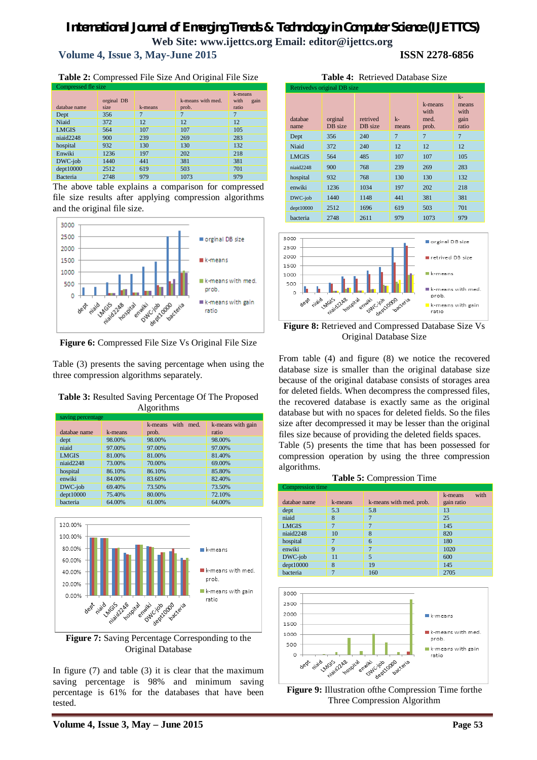**Table 2:** Compressed File Size And Original File Size

| Compressed fle size | | | | |
|---|---|---|---|---|
| databae name | orginal DB size | k-means | k-means with med. prob. | k-means with gain ratio |
| Dept | 356 | 7 | 7 | 7 |
| Niaid | 372 | 12 | 12 | 12 |
| LMGIS | 564 | 107 | 107 | 105 |
| niaid2248 | 900 | 239 | 269 | 283 |
| hospital | 932 | 130 | 130 | 132 |
| Enwiki | 1236 | 197 | 202 | 218 |
| DWC-job | 1440 | 441 | 381 | 381 |
| dept10000 | 2512 | 619 | 503 | 701 |
| Bacteria | 2748 | 979 | 1073 | 979 |

The above table explains a comparison for compressed file size results after applying compression algorithms and the original file size.

**Figure 6:** Compressed File Size Vs Original File Size

Table (3) presents the saving percentage when using the three compression algorithms separately.

**Table 3:** Resulted Saving Percentage Of The Proposed Algorithms

| saving percentage | | | |
|---|---|---|---|
| databae name | k-means | k-means with med. prob. | k-means with gain ratio |
| dept | 98.00% | 98.00% | 98.00% |
| niaid | 97.00% | 97.00% | 97.00% |
| LMGIS | 81.00% | 81.00% | 81.40% |
| niaid2248 | 73.00% | 70.00% | 69.00% |
| hospital | 86.10% | 86.10% | 85.80% |
| enwiki | 84.00% | 83.60% | 82.40% |
| DWC-job | 69.40% | 73.50% | 73.50% |
| dept10000 | 75.40% | 80.00% | 72.10% |
| bacteria | 64.00% | 61.00% | 64.00% |

**Figure 7:** Saving Percentage Corresponding to the Original Database

In figure (7) and table (3) it is clear that the maximum saving percentage is 98% and minimum saving percentage is 61% for the databases that have been tested.

**Table 4:** Retrieved Database Size

| Retrivedvs original DB size | | | | | |
|---|---|---|---|---|---|
| databae name | orginal DB size | retrived DB size | k-means | k-means with med. prob. | k-means with gain ratio |
| Dept | 356 | 240 | 7 | 7 | 7 |
| Niaid | 372 | 240 | 12 | 12 | 12 |
| LMGIS | 564 | 485 | 107 | 107 | 105 |
| niaid2248 | 900 | 768 | 239 | 269 | 283 |
| hospital | 932 | 768 | 130 | 130 | 132 |
| enwiki | 1236 | 1034 | 197 | 202 | 218 |
| DWC-job | 1440 | 1148 | 441 | 381 | 381 |
| dept10000 | 2512 | 1696 | 619 | 503 | 701 |
| bacteria | 2748 | 2611 | 979 | 1073 | 979 |

**Figure 8:** Retrieved and Compressed Database Size Vs Original Database Size

From table (4) and figure (8) we notice the recovered database size is smaller than the original database size because of the original database consists of storages area for deleted fields. When decompress the compressed files, the recovered database is exactly same as the original database but with no spaces for deleted fields. So the files size after decompressed it may be lesser than the original files size because of providing the deleted fields spaces.

Table (5) presents the time that has been possessed for compression operation by using the three compression algorithms.

**Table 5:** Compression Time

| Compression time | | | |
|---|---|---|---|
| databae name | k-means | k-means with med. prob. | k-means with gain ratio |
| dept | 5.3 | 5.8 | 13 |
| niaid | 8 | 7 | 25 |
| LMGIS | 7 | 7 | 145 |
| niaid2248 | 10 | 8 | 820 |
| hospital | 7 | 6 | 180 |
| enwiki | 9 | 7 | 1020 |
| DWC-job | 11 | 5 | 600 |
| dept10000 | 8 | 19 | 145 |
| bacteria | 7 | 160 | 2705 |

**Figure 9:** Illustration ofthe Compression Time forthe Three Compression Algorithm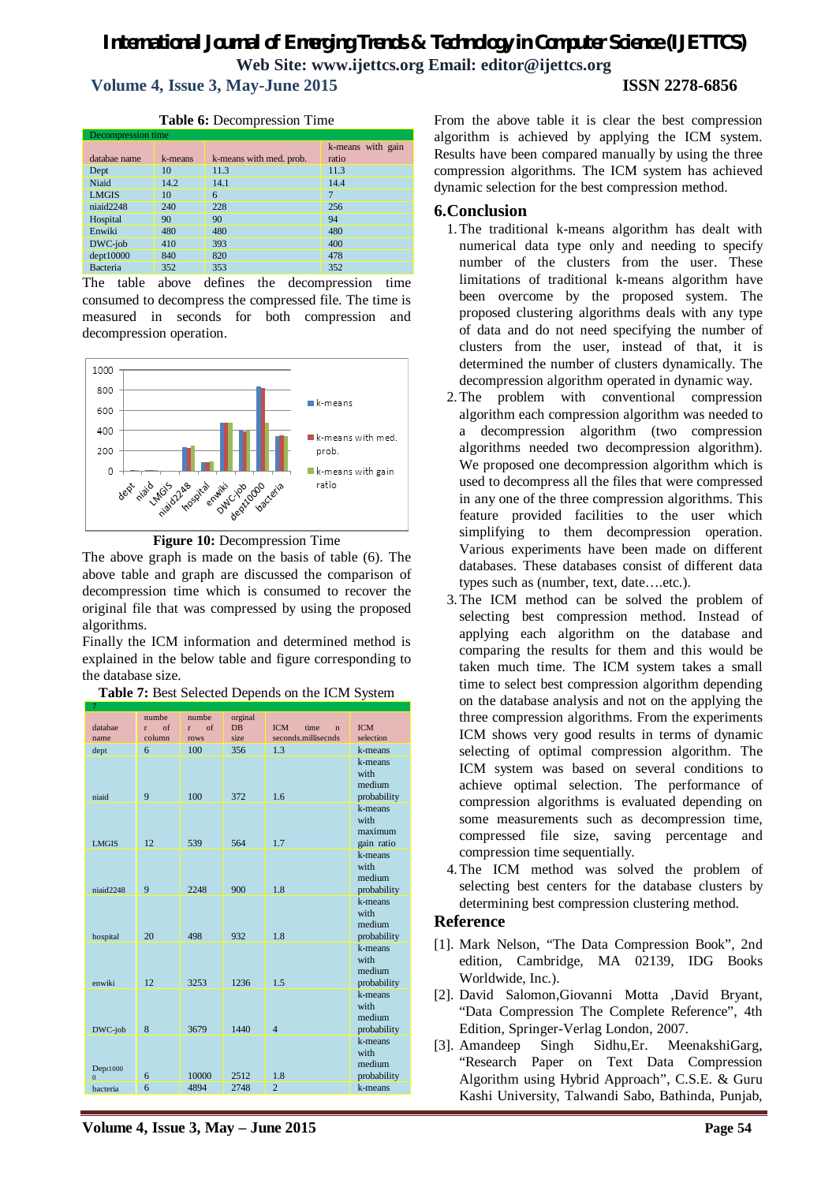**Table 6:** Decompression Time

| Decompression time | | | |
|---|---|---|---|
| databae name | k-means | k-means with med. prob. | k-means with gain ratio |
| Dept | 10 | 11.3 | 11.3 |
| Niaid | 14.2 | 14.1 | 14.4 |
| LMGIS | 10 | 6 | 7 |
| niaid2248 | 240 | 228 | 256 |
| Hospital | 90 | 90 | 94 |
| Enwiki | 480 | 480 | 480 |
| DWC-job | 410 | 393 | 400 |
| dept10000 | 840 | 820 | 478 |
| Bacteria | 352 | 353 | 352 |

The table above defines the decompression time consumed to decompress the compressed file. The time is measured in seconds for both compression and decompression operation.

**Figure 10:** Decompression Time

The above graph is made on the basis of table (6). The above table and graph are discussed the comparison of decompression time which is consumed to recover the original file that was compressed by using the proposed algorithms.

Finally the ICM information and determined method is explained in the below table and figure corresponding to the database size.

**Table 7:** Best Selected Depends on the ICM System

| databae name | number of column | number of rows | orginal DB size | ICM time in seconds.millisecnds | ICM selection |
|---|---|---|---|---|---|
| dept | 6 | 100 | 356 | 1.3 | k-means |
| niaid | 9 | 100 | 372 | 1.6 | k-means with medium probability |
| LMGIS | 12 | 539 | 564 | 1.7 | k-means with maximum gain ratio |
| niaid2248 | 9 | 2248 | 900 | 1.8 | k-means with medium probability |
| hospital | 20 | 498 | 932 | 1.8 | k-means with medium probability |
| enwiki | 12 | 3253 | 1236 | 1.5 | k-means with medium probability |
| DWC-job | 8 | 3679 | 1440 | 4 | k-means with medium probability |
| Dept10000 | 6 | 10000 | 2512 | 1.8 | k-means with medium probability |
| bacteria | 6 | 4894 | 2748 | 2 | k-means |

From the above table it is clear the best compression algorithm is achieved by applying the ICM system. Results have been compared manually by using the three compression algorithms. The ICM system has achieved dynamic selection for the best compression method.

## 6.Conclusion

1. The traditional k-means algorithm has dealt with numerical data type only and needing to specify number of the clusters from the user. These limitations of traditional k-means algorithm have been overcome by the proposed system. The proposed clustering algorithms deals with any type of data and do not need specifying the number of clusters from the user, instead of that, it is determined the number of clusters dynamically. The decompression algorithm operated in dynamic way.
2. The problem with conventional compression algorithm each compression algorithm was needed to a decompression algorithm (two compression algorithms needed two decompression algorithm). We proposed one decompression algorithm which is used to decompress all the files that were compressed in any one of the three compression algorithms. This feature provided facilities to the user which simplifying to them decompression operation. Various experiments have been made on different databases. These databases consist of different data types such as (number, text, date….etc.).
3. The ICM method can be solved the problem of selecting best compression method. Instead of applying each algorithm on the database and comparing the results for them and this would be taken much time. The ICM system takes a small time to select best compression algorithm depending on the database analysis and not on the applying the three compression algorithms. From the experiments ICM shows very good results in terms of dynamic selecting of optimal compression algorithm. The ICM system was based on several conditions to achieve optimal selection. The performance of compression algorithms is evaluated depending on some measurements such as decompression time, compressed file size, saving percentage and compression time sequentially.
4. The ICM method was solved the problem of selecting best centers for the database clusters by determining best compression clustering method.

## Reference

[1]. Mark Nelson, "The Data Compression Book", 2nd edition, Cambridge, MA 02139, IDG Books Worldwide, Inc.).

[2]. David Salomon,Giovanni Motta ,David Bryant, "Data Compression The Complete Reference", 4th Edition, Springer-Verlag London, 2007.

[3]. Amandeep Singh Sidhu,Er. MeenakshiGarg, "Research Paper on Text Data Compression Algorithm using Hybrid Approach", C.S.E. & Guru Kashi University, Talwandi Sabo, Bathinda, Punjab,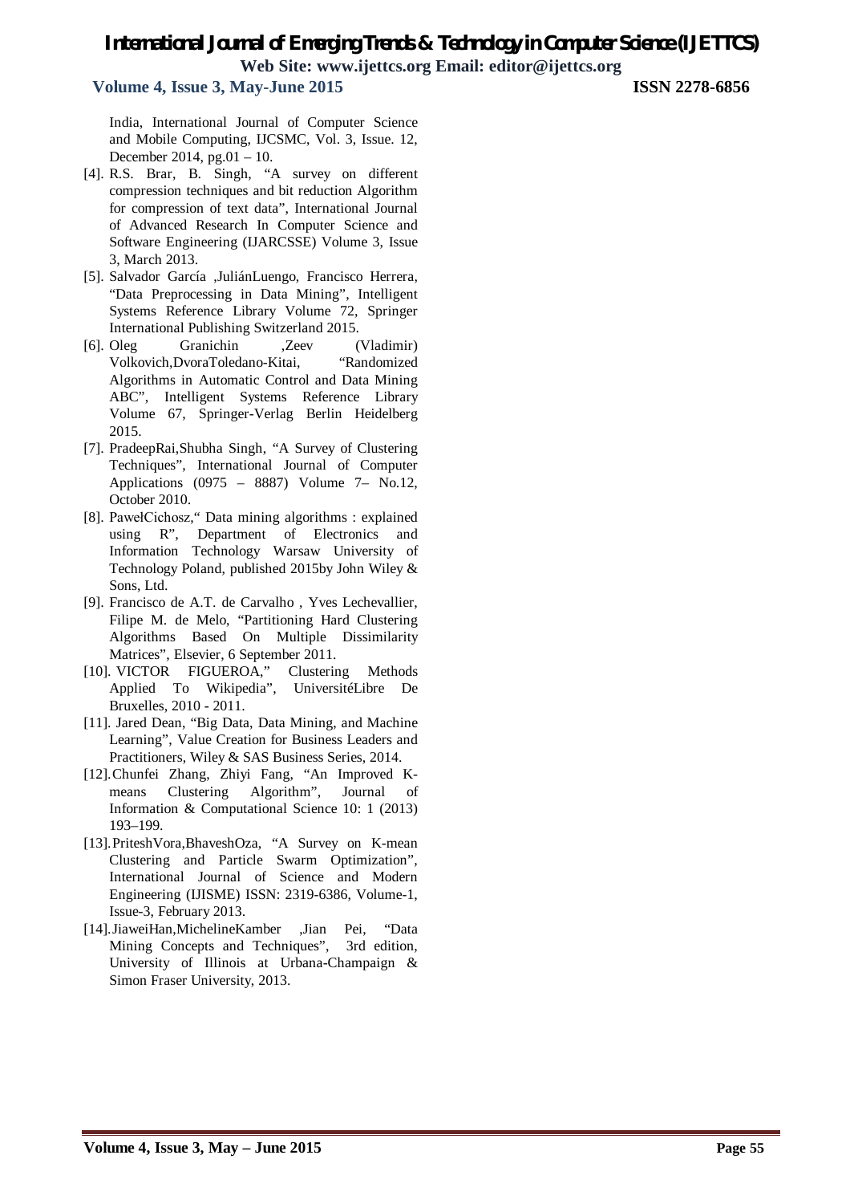India, International Journal of Computer Science and Mobile Computing, IJCSMC, Vol. 3, Issue. 12, December 2014, pg.01 – 10.

[4]. R.S. Brar, B. Singh, "A survey on different compression techniques and bit reduction Algorithm for compression of text data", International Journal of Advanced Research In Computer Science and Software Engineering (IJARCSSE) Volume 3, Issue 3, March 2013.

[5]. Salvador García ,JuliánLuengo, Francisco Herrera, "Data Preprocessing in Data Mining", Intelligent Systems Reference Library Volume 72, Springer International Publishing Switzerland 2015.

[6]. Oleg Granichin ,Zeev (Vladimir) Volkovich,DvoraToledano-Kitai, "Randomized Algorithms in Automatic Control and Data Mining ABC", Intelligent Systems Reference Library Volume 67, Springer-Verlag Berlin Heidelberg 2015.

[7]. PradeepRai,Shubha Singh, "A Survey of Clustering Techniques", International Journal of Computer Applications (0975 – 8887) Volume 7– No.12, October 2010.

[8]. PawełCichosz," Data mining algorithms : explained using R", Department of Electronics and Information Technology Warsaw University of Technology Poland, published 2015by John Wiley & Sons, Ltd.

[9]. Francisco de A.T. de Carvalho , Yves Lechevallier, Filipe M. de Melo, "Partitioning Hard Clustering Algorithms Based On Multiple Dissimilarity Matrices", Elsevier, 6 September 2011.

[10]. VICTOR FIGUEROA," Clustering Methods Applied To Wikipedia", UniversitéLibre De Bruxelles, 2010 - 2011.

[11]. Jared Dean, "Big Data, Data Mining, and Machine Learning", Value Creation for Business Leaders and Practitioners, Wiley & SAS Business Series, 2014.

[12]. Chunfei Zhang, Zhiyi Fang, "An Improved K-means Clustering Algorithm", Journal of Information & Computational Science 10: 1 (2013) 193–199.

[13]. PriteshVora,BhaveshOza, "A Survey on K-mean Clustering and Particle Swarm Optimization", International Journal of Science and Modern Engineering (IJISME) ISSN: 2319-6386, Volume-1, Issue-3, February 2013.

[14]. JiaweiHan,MichelineKamber ,Jian Pei, "Data Mining Concepts and Techniques", 3rd edition, University of Illinois at Urbana-Champaign & Simon Fraser University, 2013.